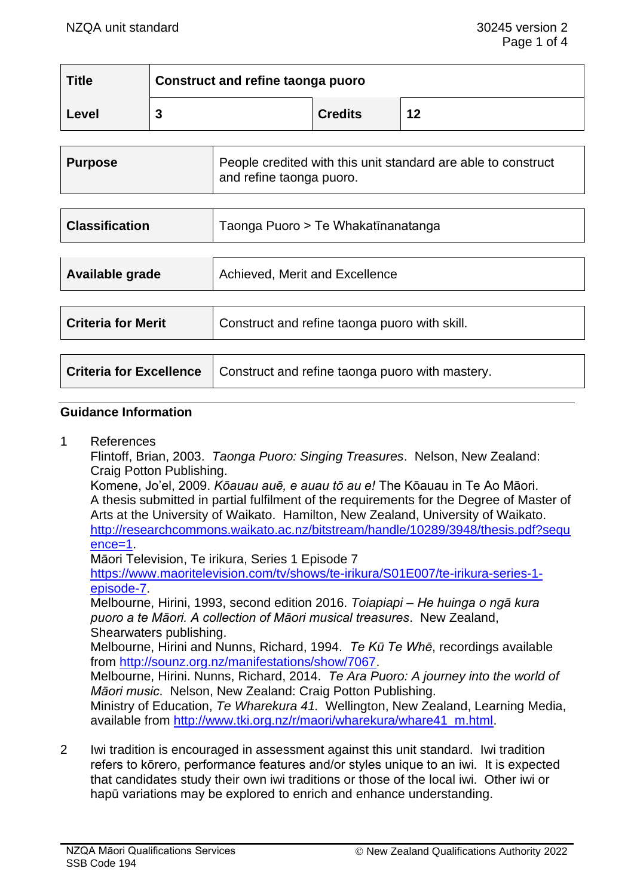| | | | |
|---|---|---|---|
| **Title** | **Construct and refine taonga puoro** | | |
| **Level** | **3** | **Credits** | **12** |

| | |
|---|---|
| **Purpose** | People credited with this unit standard are able to construct and refine taonga puoro. |

| | |
|---|---|
| **Classification** | Taonga Puoro > Te Whakatīnanatanga |

| | |
|---|---|
| **Available grade** | Achieved, Merit and Excellence |

| | |
|---|---|
| **Criteria for Merit** | Construct and refine taonga puoro with skill. |

| | |
|---|---|
| **Criteria for Excellence** | Construct and refine taonga puoro with mastery. |

## Guidance Information

1. References

   Flintoff, Brian, 2003. *Taonga Puoro: Singing Treasures*. Nelson, New Zealand: Craig Potton Publishing.

   Komene, Jo'el, 2009. *Kōauau auē, e auau tō au e!* The Kōauau in Te Ao Māori. A thesis submitted in partial fulfilment of the requirements for the Degree of Master of Arts at the University of Waikato. Hamilton, New Zealand, University of Waikato. http://researchcommons.waikato.ac.nz/bitstream/handle/10289/3948/thesis.pdf?sequence=1.

   Māori Television, Te irikura, Series 1 Episode 7 https://www.maoritelevision.com/tv/shows/te-irikura/S01E007/te-irikura-series-1-episode-7.

   Melbourne, Hirini, 1993, second edition 2016. *Toiapiapi – He huinga o ngā kura puoro a te Māori. A collection of Māori musical treasures*. New Zealand, Shearwaters publishing.

   Melbourne, Hirini and Nunns, Richard, 1994. *Te Kū Te Whē*, recordings available from http://sounz.org.nz/manifestations/show/7067.

   Melbourne, Hirini. Nunns, Richard, 2014. *Te Ara Puoro: A journey into the world of Māori music*. Nelson, New Zealand: Craig Potton Publishing.

   Ministry of Education, *Te Wharekura 41.* Wellington, New Zealand, Learning Media, available from http://www.tki.org.nz/r/maori/wharekura/whare41_m.html.

2. Iwi tradition is encouraged in assessment against this unit standard. Iwi tradition refers to kōrero, performance features and/or styles unique to an iwi. It is expected that candidates study their own iwi traditions or those of the local iwi. Other iwi or hapū variations may be explored to enrich and enhance understanding.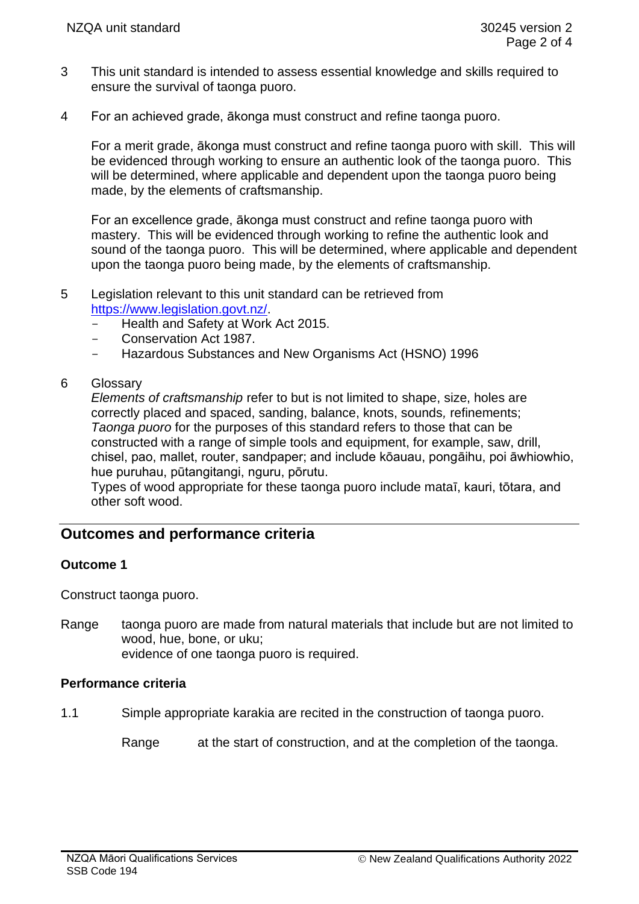3 This unit standard is intended to assess essential knowledge and skills required to ensure the survival of taonga puoro.

4 For an achieved grade, ākonga must construct and refine taonga puoro.

For a merit grade, ākonga must construct and refine taonga puoro with skill. This will be evidenced through working to ensure an authentic look of the taonga puoro. This will be determined, where applicable and dependent upon the taonga puoro being made, by the elements of craftsmanship.

For an excellence grade, ākonga must construct and refine taonga puoro with mastery. This will be evidenced through working to refine the authentic look and sound of the taonga puoro. This will be determined, where applicable and dependent upon the taonga puoro being made, by the elements of craftsmanship.

5 Legislation relevant to this unit standard can be retrieved from https://www.legislation.govt.nz/.
- Health and Safety at Work Act 2015.
- Conservation Act 1987.
- Hazardous Substances and New Organisms Act (HSNO) 1996

6 Glossary

*Elements of craftsmanship* refer to but is not limited to shape, size, holes are correctly placed and spaced, sanding, balance, knots, sounds, refinements;
*Taonga puoro* for the purposes of this standard refers to those that can be constructed with a range of simple tools and equipment, for example, saw, drill, chisel, pao, mallet, router, sandpaper; and include kōauau, pongāihu, poi āwhiowhio, hue puruhau, pūtangitangi, nguru, pōrutu.
Types of wood appropriate for these taonga puoro include mataī, kauri, tōtara, and other soft wood.

## Outcomes and performance criteria

### Outcome 1

Construct taonga puoro.

Range taonga puoro are made from natural materials that include but are not limited to wood, hue, bone, or uku;
evidence of one taonga puoro is required.

### Performance criteria

1.1 Simple appropriate karakia are recited in the construction of taonga puoro.

Range at the start of construction, and at the completion of the taonga.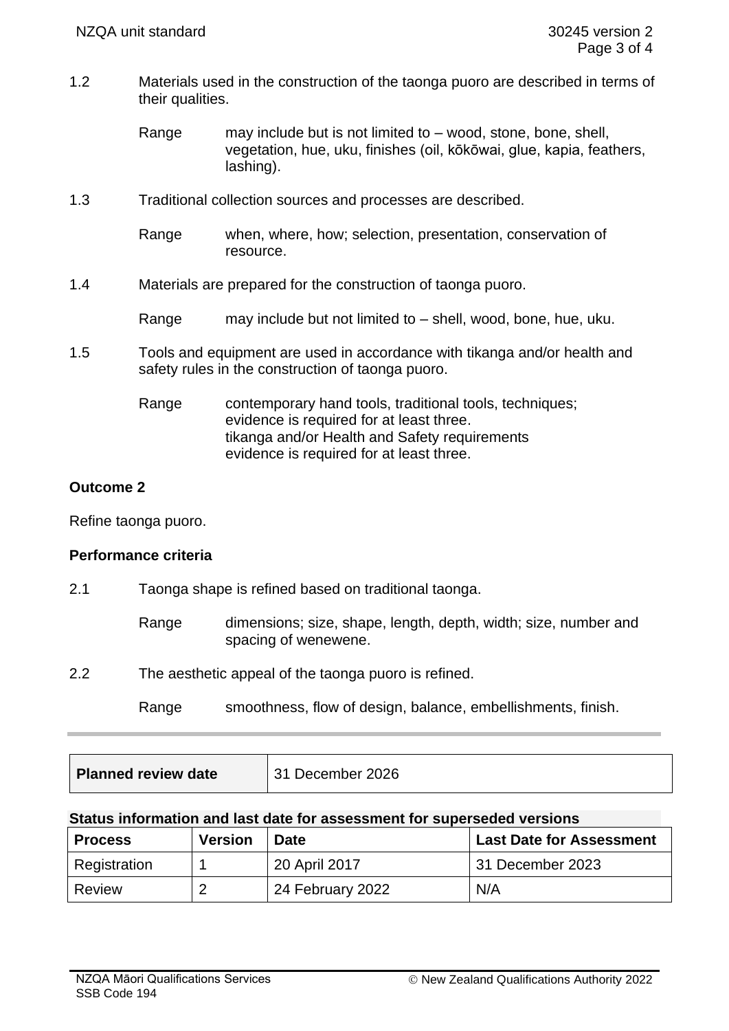1.2 Materials used in the construction of the taonga puoro are described in terms of their qualities.

Range may include but is not limited to – wood, stone, bone, shell, vegetation, hue, uku, finishes (oil, kōkōwai, glue, kapia, feathers, lashing).

1.3 Traditional collection sources and processes are described.

Range when, where, how; selection, presentation, conservation of resource.

1.4 Materials are prepared for the construction of taonga puoro.

Range may include but not limited to – shell, wood, bone, hue, uku.

1.5 Tools and equipment are used in accordance with tikanga and/or health and safety rules in the construction of taonga puoro.

Range contemporary hand tools, traditional tools, techniques;
evidence is required for at least three.
tikanga and/or Health and Safety requirements
evidence is required for at least three.

**Outcome 2**

Refine taonga puoro.

**Performance criteria**

2.1 Taonga shape is refined based on traditional taonga.

Range dimensions; size, shape, length, depth, width; size, number and spacing of wenewene.

2.2 The aesthetic appeal of the taonga puoro is refined.

Range smoothness, flow of design, balance, embellishments, finish.

| | |
|---|---|
| **Planned review date** | 31 December 2026 |

**Status information and last date for assessment for superseded versions**

| Process | Version | Date | Last Date for Assessment |
|---|---|---|---|
| Registration | 1 | 20 April 2017 | 31 December 2023 |
| Review | 2 | 24 February 2022 | N/A |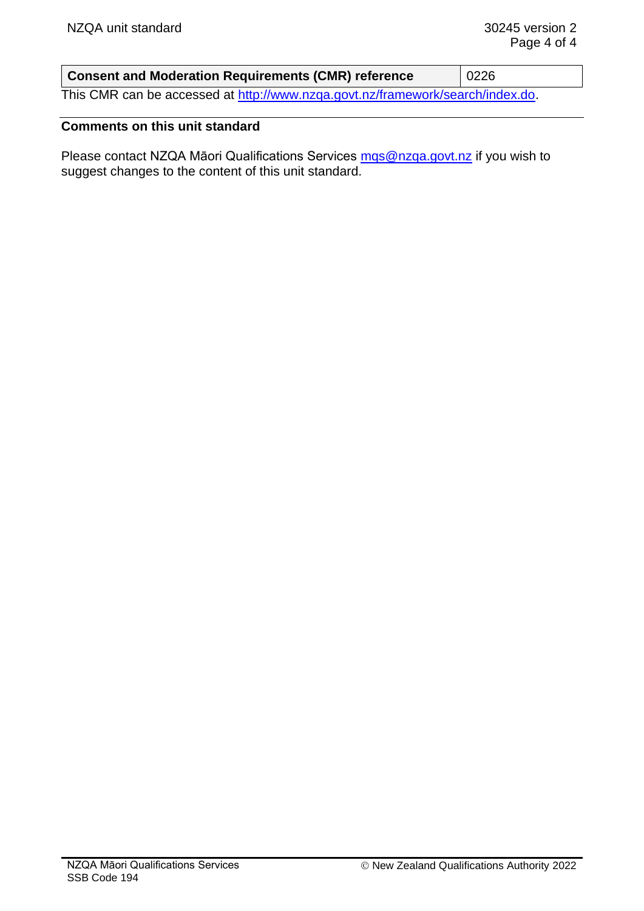| Consent and Moderation Requirements (CMR) reference | 0226 |
|---|---|

This CMR can be accessed at http://www.nzqa.govt.nz/framework/search/index.do.

**Comments on this unit standard**

Please contact NZQA Māori Qualifications Services mqs@nzqa.govt.nz if you wish to suggest changes to the content of this unit standard.